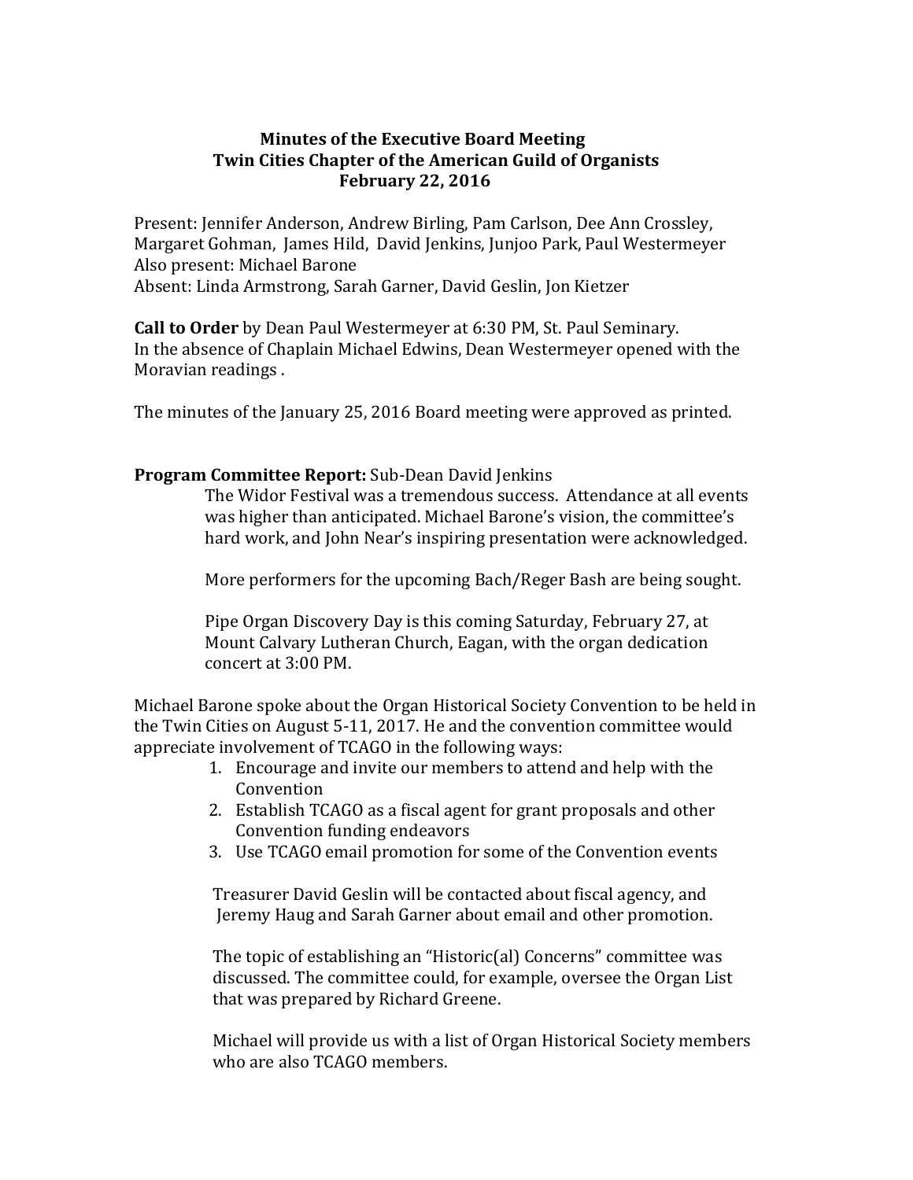# Minutes of the Executive Board Meeting
## Twin Cities Chapter of the American Guild of Organists
### February 22, 2016

Present: Jennifer Anderson, Andrew Birling, Pam Carlson, Dee Ann Crossley, Margaret Gohman, James Hild, David Jenkins, Junjoo Park, Paul Westermeyer
Also present: Michael Barone
Absent: Linda Armstrong, Sarah Garner, David Geslin, Jon Kietzer

**Call to Order** by Dean Paul Westermeyer at 6:30 PM, St. Paul Seminary.
In the absence of Chaplain Michael Edwins, Dean Westermeyer opened with the Moravian readings .

The minutes of the January 25, 2016 Board meeting were approved as printed.

**Program Committee Report:** Sub-Dean David Jenkins

The Widor Festival was a tremendous success. Attendance at all events was higher than anticipated. Michael Barone's vision, the committee's hard work, and John Near's inspiring presentation were acknowledged.

More performers for the upcoming Bach/Reger Bash are being sought.

Pipe Organ Discovery Day is this coming Saturday, February 27, at Mount Calvary Lutheran Church, Eagan, with the organ dedication concert at 3:00 PM.

Michael Barone spoke about the Organ Historical Society Convention to be held in the Twin Cities on August 5-11, 2017. He and the convention committee would appreciate involvement of TCAGO in the following ways:

1. Encourage and invite our members to attend and help with the Convention
2. Establish TCAGO as a fiscal agent for grant proposals and other Convention funding endeavors
3. Use TCAGO email promotion for some of the Convention events

Treasurer David Geslin will be contacted about fiscal agency, and Jeremy Haug and Sarah Garner about email and other promotion.

The topic of establishing an "Historic(al) Concerns" committee was discussed. The committee could, for example, oversee the Organ List that was prepared by Richard Greene.

Michael will provide us with a list of Organ Historical Society members who are also TCAGO members.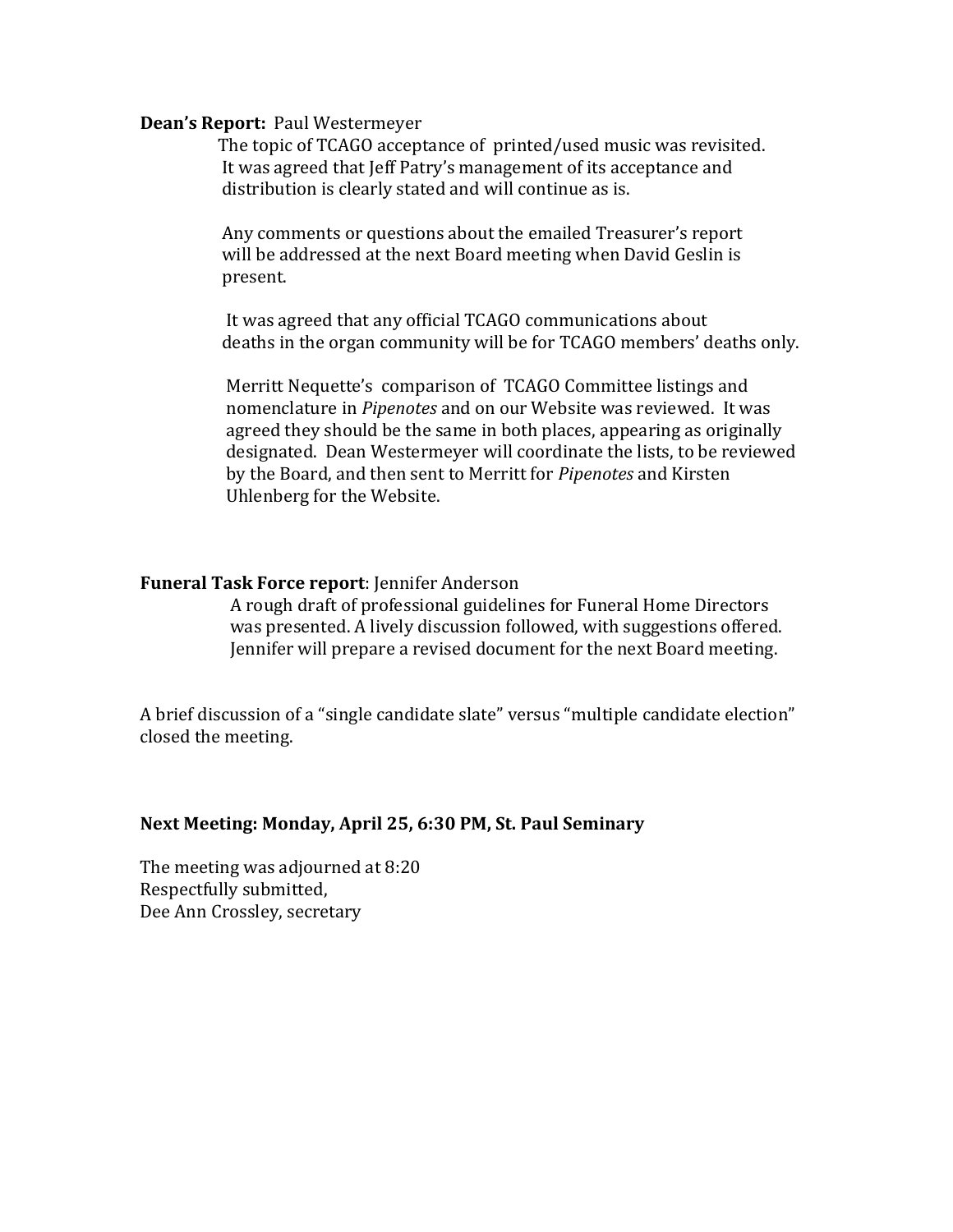**Dean's Report:** Paul Westermeyer

The topic of TCAGO acceptance of printed/used music was revisited. It was agreed that Jeff Patry's management of its acceptance and distribution is clearly stated and will continue as is.

Any comments or questions about the emailed Treasurer's report will be addressed at the next Board meeting when David Geslin is present.

It was agreed that any official TCAGO communications about deaths in the organ community will be for TCAGO members' deaths only.

Merritt Nequette's comparison of TCAGO Committee listings and nomenclature in *Pipenotes* and on our Website was reviewed. It was agreed they should be the same in both places, appearing as originally designated. Dean Westermeyer will coordinate the lists, to be reviewed by the Board, and then sent to Merritt for *Pipenotes* and Kirsten Uhlenberg for the Website.

**Funeral Task Force report**: Jennifer Anderson

A rough draft of professional guidelines for Funeral Home Directors was presented. A lively discussion followed, with suggestions offered. Jennifer will prepare a revised document for the next Board meeting.

A brief discussion of a "single candidate slate" versus "multiple candidate election" closed the meeting.

**Next Meeting: Monday, April 25, 6:30 PM, St. Paul Seminary**

The meeting was adjourned at 8:20
Respectfully submitted,
Dee Ann Crossley, secretary